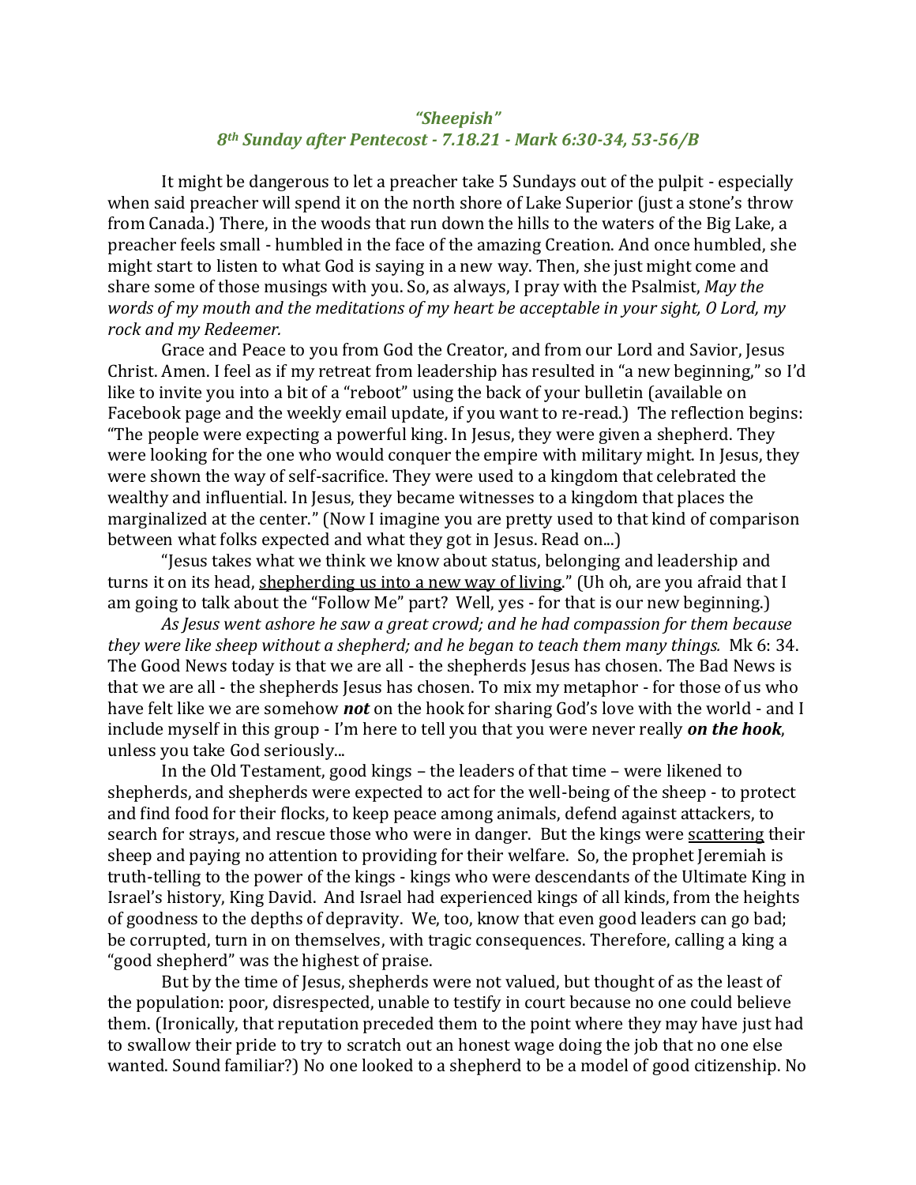# *"Sheepish"*

## *8th Sunday after Pentecost - 7.18.21 - Mark 6:30-34, 53-56/B*

It might be dangerous to let a preacher take 5 Sundays out of the pulpit - especially when said preacher will spend it on the north shore of Lake Superior (just a stone's throw from Canada.) There, in the woods that run down the hills to the waters of the Big Lake, a preacher feels small - humbled in the face of the amazing Creation. And once humbled, she might start to listen to what God is saying in a new way. Then, she just might come and share some of those musings with you. So, as always, I pray with the Psalmist, *May the words of my mouth and the meditations of my heart be acceptable in your sight, O Lord, my rock and my Redeemer.*

Grace and Peace to you from God the Creator, and from our Lord and Savior, Jesus Christ. Amen. I feel as if my retreat from leadership has resulted in "a new beginning," so I'd like to invite you into a bit of a "reboot" using the back of your bulletin (available on Facebook page and the weekly email update, if you want to re-read.) The reflection begins: "The people were expecting a powerful king. In Jesus, they were given a shepherd. They were looking for the one who would conquer the empire with military might. In Jesus, they were shown the way of self-sacrifice. They were used to a kingdom that celebrated the wealthy and influential. In Jesus, they became witnesses to a kingdom that places the marginalized at the center." (Now I imagine you are pretty used to that kind of comparison between what folks expected and what they got in Jesus. Read on...)

"Jesus takes what we think we know about status, belonging and leadership and turns it on its head, <u>shepherding us into a new way of living</u>." (Uh oh, are you afraid that I am going to talk about the "Follow Me" part? Well, yes - for that is our new beginning.)

*As Jesus went ashore he saw a great crowd; and he had compassion for them because they were like sheep without a shepherd; and he began to teach them many things.* Mk 6: 34. The Good News today is that we are all - the shepherds Jesus has chosen. The Bad News is that we are all - the shepherds Jesus has chosen. To mix my metaphor - for those of us who have felt like we are somehow ***not*** on the hook for sharing God's love with the world - and I include myself in this group - I'm here to tell you that you were never really ***on the hook***, unless you take God seriously...

In the Old Testament, good kings – the leaders of that time – were likened to shepherds, and shepherds were expected to act for the well-being of the sheep - to protect and find food for their flocks, to keep peace among animals, defend against attackers, to search for strays, and rescue those who were in danger. But the kings were <u>scattering</u> their sheep and paying no attention to providing for their welfare. So, the prophet Jeremiah is truth-telling to the power of the kings - kings who were descendants of the Ultimate King in Israel's history, King David. And Israel had experienced kings of all kinds, from the heights of goodness to the depths of depravity. We, too, know that even good leaders can go bad; be corrupted, turn in on themselves, with tragic consequences. Therefore, calling a king a "good shepherd" was the highest of praise.

But by the time of Jesus, shepherds were not valued, but thought of as the least of the population: poor, disrespected, unable to testify in court because no one could believe them. (Ironically, that reputation preceded them to the point where they may have just had to swallow their pride to try to scratch out an honest wage doing the job that no one else wanted. Sound familiar?) No one looked to a shepherd to be a model of good citizenship. No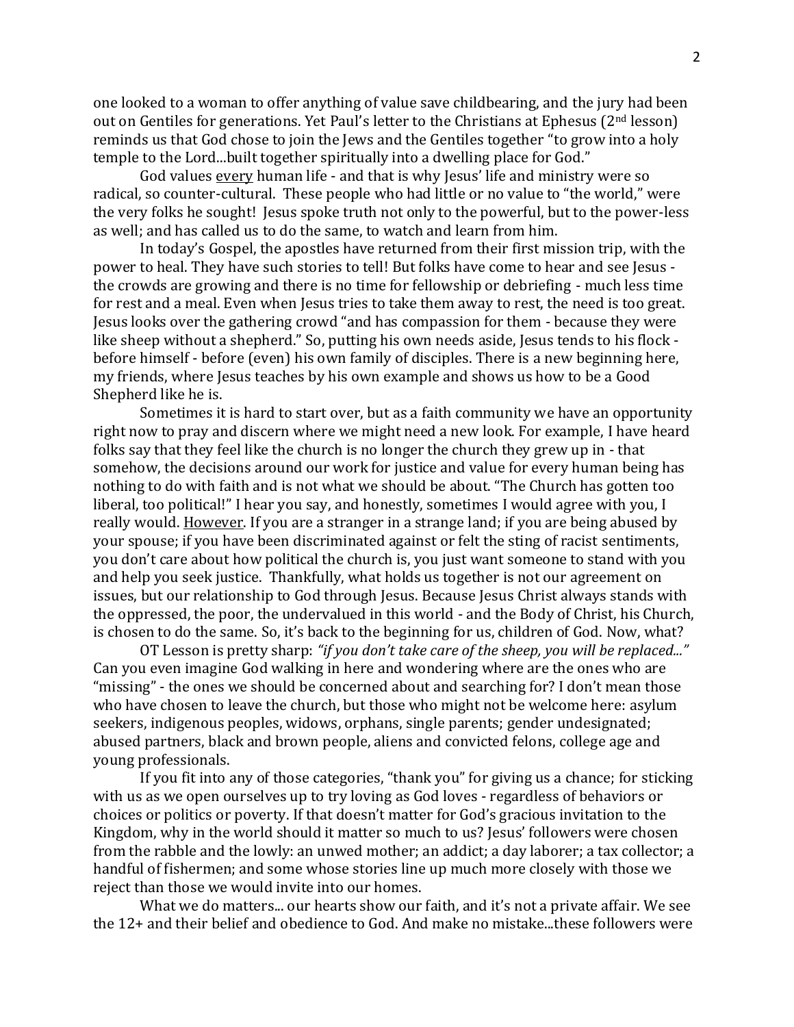one looked to a woman to offer anything of value save childbearing, and the jury had been out on Gentiles for generations. Yet Paul's letter to the Christians at Ephesus (2nd lesson) reminds us that God chose to join the Jews and the Gentiles together "to grow into a holy temple to the Lord...built together spiritually into a dwelling place for God."

God values <u>every</u> human life - and that is why Jesus' life and ministry were so radical, so counter-cultural. These people who had little or no value to "the world," were the very folks he sought! Jesus spoke truth not only to the powerful, but to the power-less as well; and has called us to do the same, to watch and learn from him.

In today's Gospel, the apostles have returned from their first mission trip, with the power to heal. They have such stories to tell! But folks have come to hear and see Jesus - the crowds are growing and there is no time for fellowship or debriefing - much less time for rest and a meal. Even when Jesus tries to take them away to rest, the need is too great. Jesus looks over the gathering crowd "and has compassion for them - because they were like sheep without a shepherd." So, putting his own needs aside, Jesus tends to his flock - before himself - before (even) his own family of disciples. There is a new beginning here, my friends, where Jesus teaches by his own example and shows us how to be a Good Shepherd like he is.

Sometimes it is hard to start over, but as a faith community we have an opportunity right now to pray and discern where we might need a new look. For example, I have heard folks say that they feel like the church is no longer the church they grew up in - that somehow, the decisions around our work for justice and value for every human being has nothing to do with faith and is not what we should be about. "The Church has gotten too liberal, too political!" I hear you say, and honestly, sometimes I would agree with you, I really would. <u>However</u>. If you are a stranger in a strange land; if you are being abused by your spouse; if you have been discriminated against or felt the sting of racist sentiments, you don't care about how political the church is, you just want someone to stand with you and help you seek justice. Thankfully, what holds us together is not our agreement on issues, but our relationship to God through Jesus. Because Jesus Christ always stands with the oppressed, the poor, the undervalued in this world - and the Body of Christ, his Church, is chosen to do the same. So, it's back to the beginning for us, children of God. Now, what?

OT Lesson is pretty sharp: *"if you don't take care of the sheep, you will be replaced..."* Can you even imagine God walking in here and wondering where are the ones who are "missing" - the ones we should be concerned about and searching for? I don't mean those who have chosen to leave the church, but those who might not be welcome here: asylum seekers, indigenous peoples, widows, orphans, single parents; gender undesignated; abused partners, black and brown people, aliens and convicted felons, college age and young professionals.

If you fit into any of those categories, "thank you" for giving us a chance; for sticking with us as we open ourselves up to try loving as God loves - regardless of behaviors or choices or politics or poverty. If that doesn't matter for God's gracious invitation to the Kingdom, why in the world should it matter so much to us? Jesus' followers were chosen from the rabble and the lowly: an unwed mother; an addict; a day laborer; a tax collector; a handful of fishermen; and some whose stories line up much more closely with those we reject than those we would invite into our homes.

What we do matters... our hearts show our faith, and it's not a private affair. We see the 12+ and their belief and obedience to God. And make no mistake...these followers were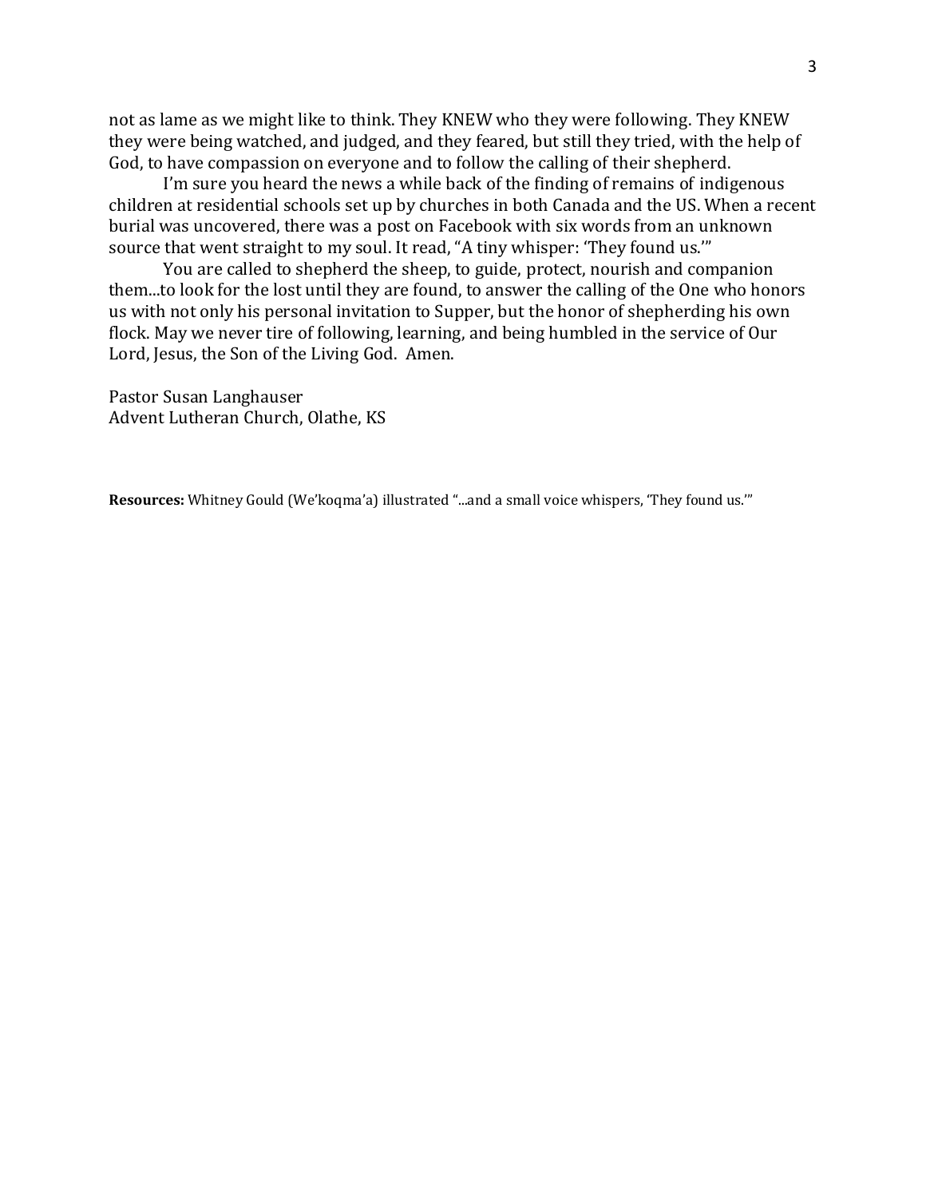not as lame as we might like to think. They KNEW who they were following. They KNEW they were being watched, and judged, and they feared, but still they tried, with the help of God, to have compassion on everyone and to follow the calling of their shepherd.

I'm sure you heard the news a while back of the finding of remains of indigenous children at residential schools set up by churches in both Canada and the US. When a recent burial was uncovered, there was a post on Facebook with six words from an unknown source that went straight to my soul. It read, "A tiny whisper: 'They found us.'"

You are called to shepherd the sheep, to guide, protect, nourish and companion them...to look for the lost until they are found, to answer the calling of the One who honors us with not only his personal invitation to Supper, but the honor of shepherding his own flock. May we never tire of following, learning, and being humbled in the service of Our Lord, Jesus, the Son of the Living God. Amen.

Pastor Susan Langhauser
Advent Lutheran Church, Olathe, KS

**Resources:** Whitney Gould (We'koqma'a) illustrated "...and a small voice whispers, 'They found us.'"